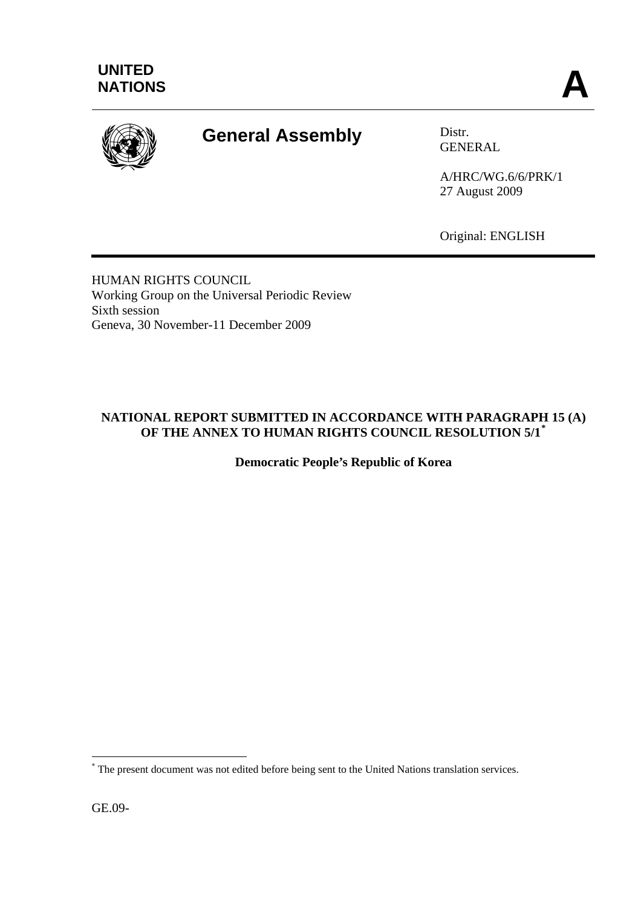UNITED NATIONS

A

**General Assembly**

Distr.
GENERAL

A/HRC/WG.6/6/PRK/1
27 August 2009

Original: ENGLISH

HUMAN RIGHTS COUNCIL
Working Group on the Universal Periodic Review
Sixth session
Geneva, 30 November-11 December 2009

**NATIONAL REPORT SUBMITTED IN ACCORDANCE WITH PARAGRAPH 15 (A) OF THE ANNEX TO HUMAN RIGHTS COUNCIL RESOLUTION 5/1[*]**

**Democratic People's Republic of Korea**

[*] The present document was not edited before being sent to the United Nations translation services.

GE.09-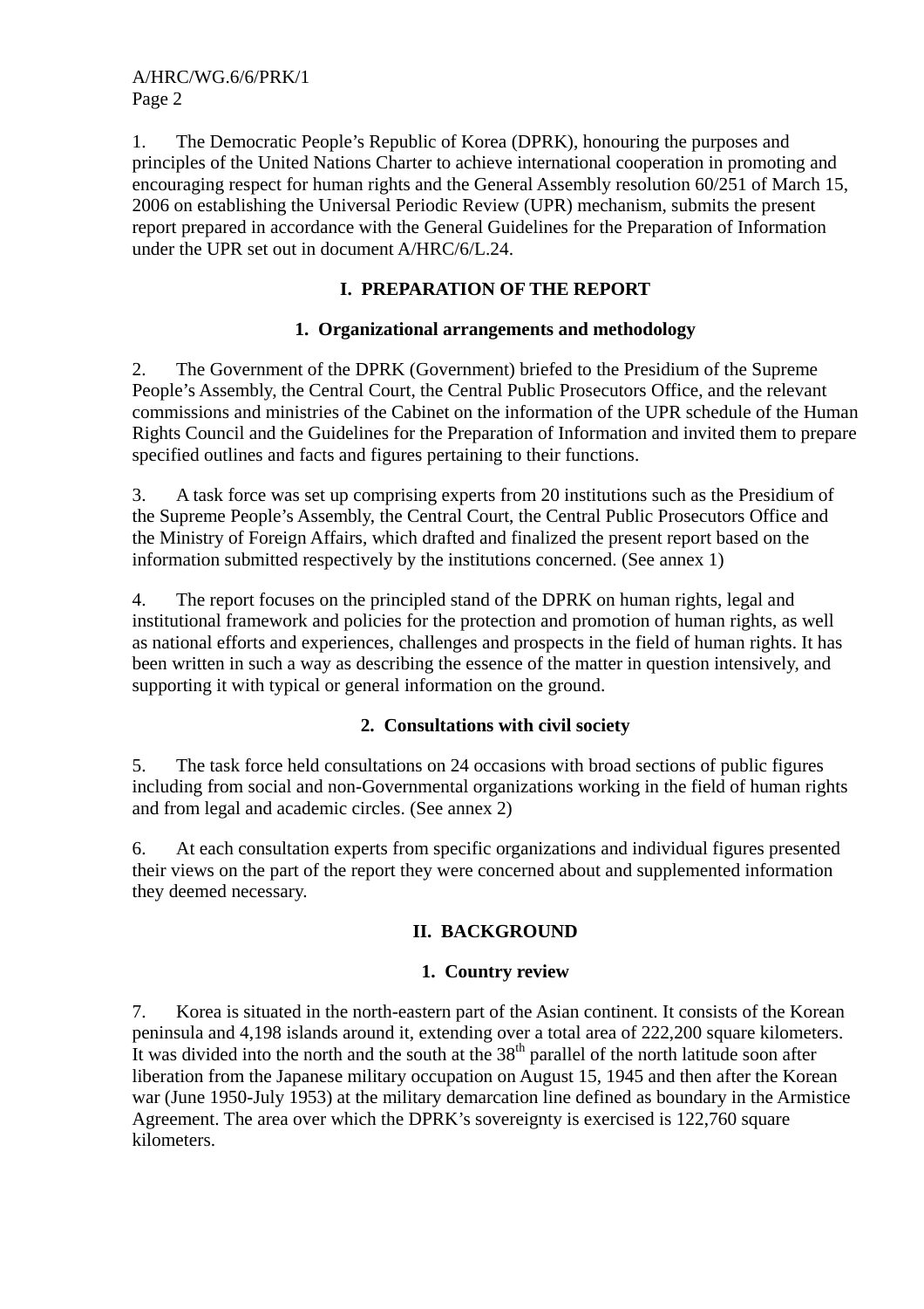1. The Democratic People's Republic of Korea (DPRK), honouring the purposes and principles of the United Nations Charter to achieve international cooperation in promoting and encouraging respect for human rights and the General Assembly resolution 60/251 of March 15, 2006 on establishing the Universal Periodic Review (UPR) mechanism, submits the present report prepared in accordance with the General Guidelines for the Preparation of Information under the UPR set out in document A/HRC/6/L.24.

## I. PREPARATION OF THE REPORT

### 1. Organizational arrangements and methodology

2. The Government of the DPRK (Government) briefed to the Presidium of the Supreme People's Assembly, the Central Court, the Central Public Prosecutors Office, and the relevant commissions and ministries of the Cabinet on the information of the UPR schedule of the Human Rights Council and the Guidelines for the Preparation of Information and invited them to prepare specified outlines and facts and figures pertaining to their functions.

3. A task force was set up comprising experts from 20 institutions such as the Presidium of the Supreme People's Assembly, the Central Court, the Central Public Prosecutors Office and the Ministry of Foreign Affairs, which drafted and finalized the present report based on the information submitted respectively by the institutions concerned. (See annex 1)

4. The report focuses on the principled stand of the DPRK on human rights, legal and institutional framework and policies for the protection and promotion of human rights, as well as national efforts and experiences, challenges and prospects in the field of human rights. It has been written in such a way as describing the essence of the matter in question intensively, and supporting it with typical or general information on the ground.

### 2. Consultations with civil society

5. The task force held consultations on 24 occasions with broad sections of public figures including from social and non-Governmental organizations working in the field of human rights and from legal and academic circles. (See annex 2)

6. At each consultation experts from specific organizations and individual figures presented their views on the part of the report they were concerned about and supplemented information they deemed necessary.

## II. BACKGROUND

### 1. Country review

7. Korea is situated in the north-eastern part of the Asian continent. It consists of the Korean peninsula and 4,198 islands around it, extending over a total area of 222,200 square kilometers. It was divided into the north and the south at the 38th parallel of the north latitude soon after liberation from the Japanese military occupation on August 15, 1945 and then after the Korean war (June 1950-July 1953) at the military demarcation line defined as boundary in the Armistice Agreement. The area over which the DPRK's sovereignty is exercised is 122,760 square kilometers.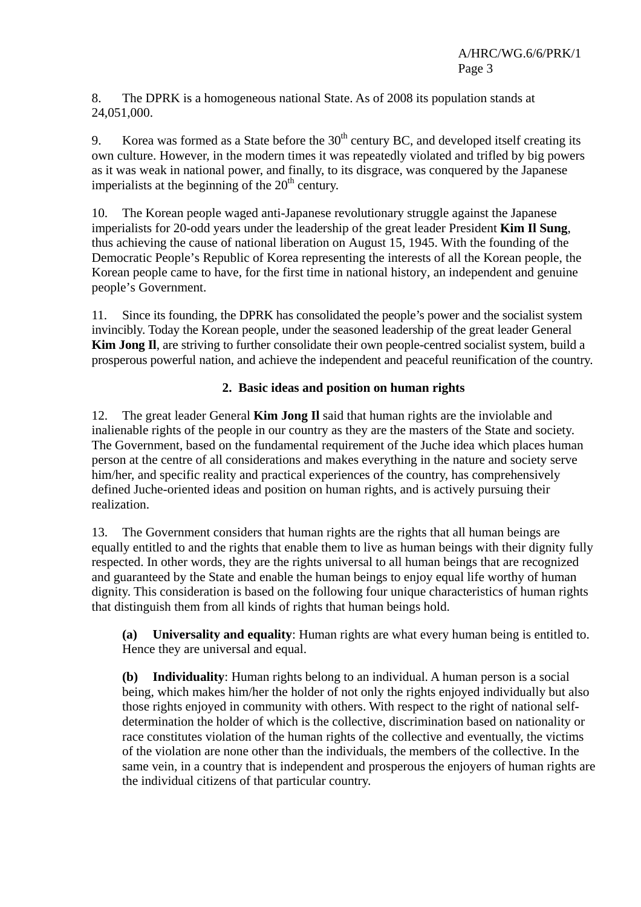8. The DPRK is a homogeneous national State. As of 2008 its population stands at 24,051,000.

9. Korea was formed as a State before the 30th century BC, and developed itself creating its own culture. However, in the modern times it was repeatedly violated and trifled by big powers as it was weak in national power, and finally, to its disgrace, was conquered by the Japanese imperialists at the beginning of the 20th century.

10. The Korean people waged anti-Japanese revolutionary struggle against the Japanese imperialists for 20-odd years under the leadership of the great leader President **Kim Il Sung**, thus achieving the cause of national liberation on August 15, 1945. With the founding of the Democratic People's Republic of Korea representing the interests of all the Korean people, the Korean people came to have, for the first time in national history, an independent and genuine people's Government.

11. Since its founding, the DPRK has consolidated the people's power and the socialist system invincibly. Today the Korean people, under the seasoned leadership of the great leader General **Kim Jong Il**, are striving to further consolidate their own people-centred socialist system, build a prosperous powerful nation, and achieve the independent and peaceful reunification of the country.

## 2. Basic ideas and position on human rights

12. The great leader General **Kim Jong Il** said that human rights are the inviolable and inalienable rights of the people in our country as they are the masters of the State and society. The Government, based on the fundamental requirement of the Juche idea which places human person at the centre of all considerations and makes everything in the nature and society serve him/her, and specific reality and practical experiences of the country, has comprehensively defined Juche-oriented ideas and position on human rights, and is actively pursuing their realization.

13. The Government considers that human rights are the rights that all human beings are equally entitled to and the rights that enable them to live as human beings with their dignity fully respected. In other words, they are the rights universal to all human beings that are recognized and guaranteed by the State and enable the human beings to enjoy equal life worthy of human dignity. This consideration is based on the following four unique characteristics of human rights that distinguish them from all kinds of rights that human beings hold.

**(a) Universality and equality**: Human rights are what every human being is entitled to. Hence they are universal and equal.

**(b) Individuality**: Human rights belong to an individual. A human person is a social being, which makes him/her the holder of not only the rights enjoyed individually but also those rights enjoyed in community with others. With respect to the right of national self-determination the holder of which is the collective, discrimination based on nationality or race constitutes violation of the human rights of the collective and eventually, the victims of the violation are none other than the individuals, the members of the collective. In the same vein, in a country that is independent and prosperous the enjoyers of human rights are the individual citizens of that particular country.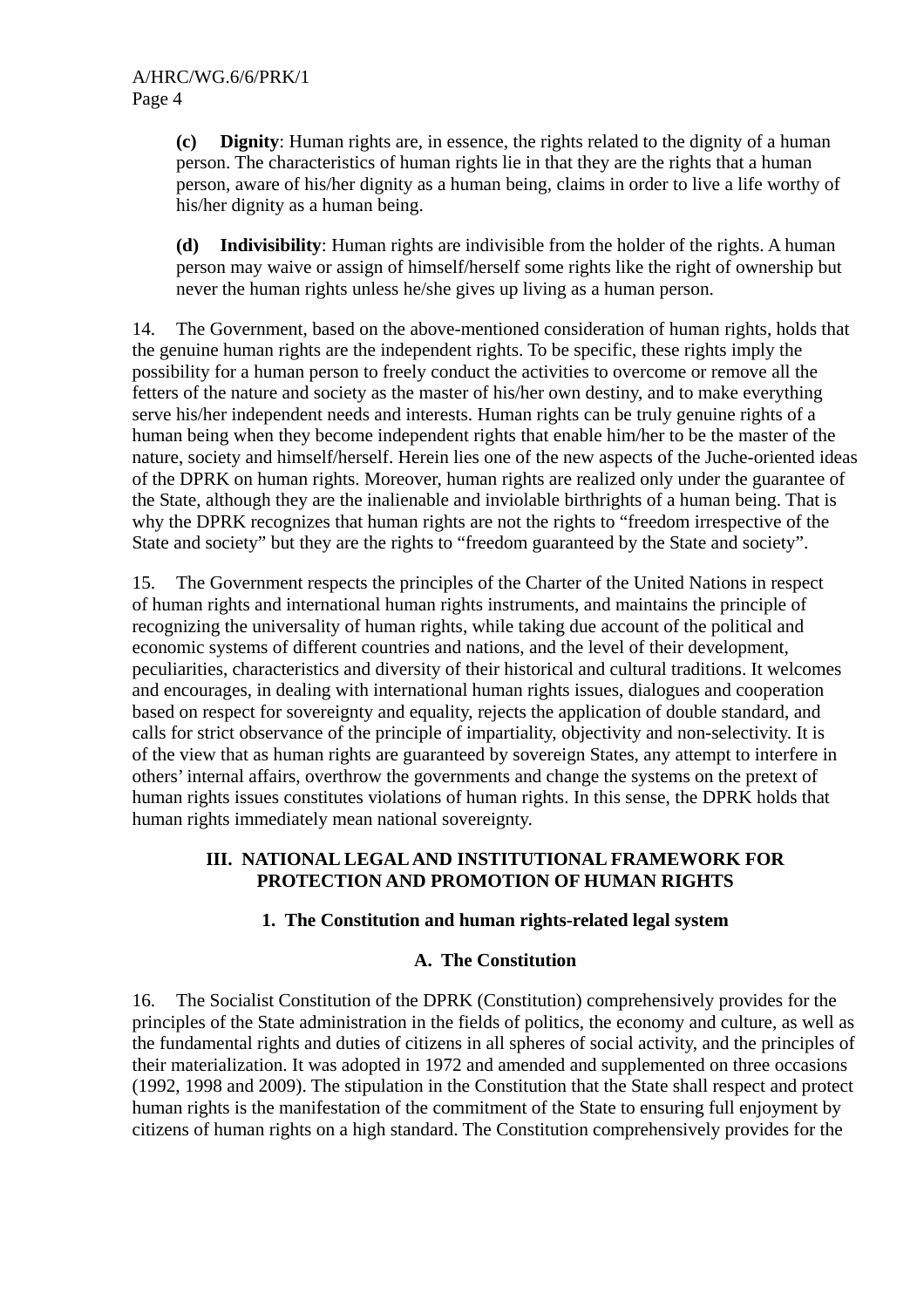(c) **Dignity**: Human rights are, in essence, the rights related to the dignity of a human person. The characteristics of human rights lie in that they are the rights that a human person, aware of his/her dignity as a human being, claims in order to live a life worthy of his/her dignity as a human being.

(d) **Indivisibility**: Human rights are indivisible from the holder of the rights. A human person may waive or assign of himself/herself some rights like the right of ownership but never the human rights unless he/she gives up living as a human person.

14. The Government, based on the above-mentioned consideration of human rights, holds that the genuine human rights are the independent rights. To be specific, these rights imply the possibility for a human person to freely conduct the activities to overcome or remove all the fetters of the nature and society as the master of his/her own destiny, and to make everything serve his/her independent needs and interests. Human rights can be truly genuine rights of a human being when they become independent rights that enable him/her to be the master of the nature, society and himself/herself. Herein lies one of the new aspects of the Juche-oriented ideas of the DPRK on human rights. Moreover, human rights are realized only under the guarantee of the State, although they are the inalienable and inviolable birthrights of a human being. That is why the DPRK recognizes that human rights are not the rights to "freedom irrespective of the State and society" but they are the rights to "freedom guaranteed by the State and society".

15. The Government respects the principles of the Charter of the United Nations in respect of human rights and international human rights instruments, and maintains the principle of recognizing the universality of human rights, while taking due account of the political and economic systems of different countries and nations, and the level of their development, peculiarities, characteristics and diversity of their historical and cultural traditions. It welcomes and encourages, in dealing with international human rights issues, dialogues and cooperation based on respect for sovereignty and equality, rejects the application of double standard, and calls for strict observance of the principle of impartiality, objectivity and non-selectivity. It is of the view that as human rights are guaranteed by sovereign States, any attempt to interfere in others' internal affairs, overthrow the governments and change the systems on the pretext of human rights issues constitutes violations of human rights. In this sense, the DPRK holds that human rights immediately mean national sovereignty.

## III. NATIONAL LEGAL AND INSTITUTIONAL FRAMEWORK FOR PROTECTION AND PROMOTION OF HUMAN RIGHTS

### 1. The Constitution and human rights-related legal system

#### A. The Constitution

16. The Socialist Constitution of the DPRK (Constitution) comprehensively provides for the principles of the State administration in the fields of politics, the economy and culture, as well as the fundamental rights and duties of citizens in all spheres of social activity, and the principles of their materialization. It was adopted in 1972 and amended and supplemented on three occasions (1992, 1998 and 2009). The stipulation in the Constitution that the State shall respect and protect human rights is the manifestation of the commitment of the State to ensuring full enjoyment by citizens of human rights on a high standard. The Constitution comprehensively provides for the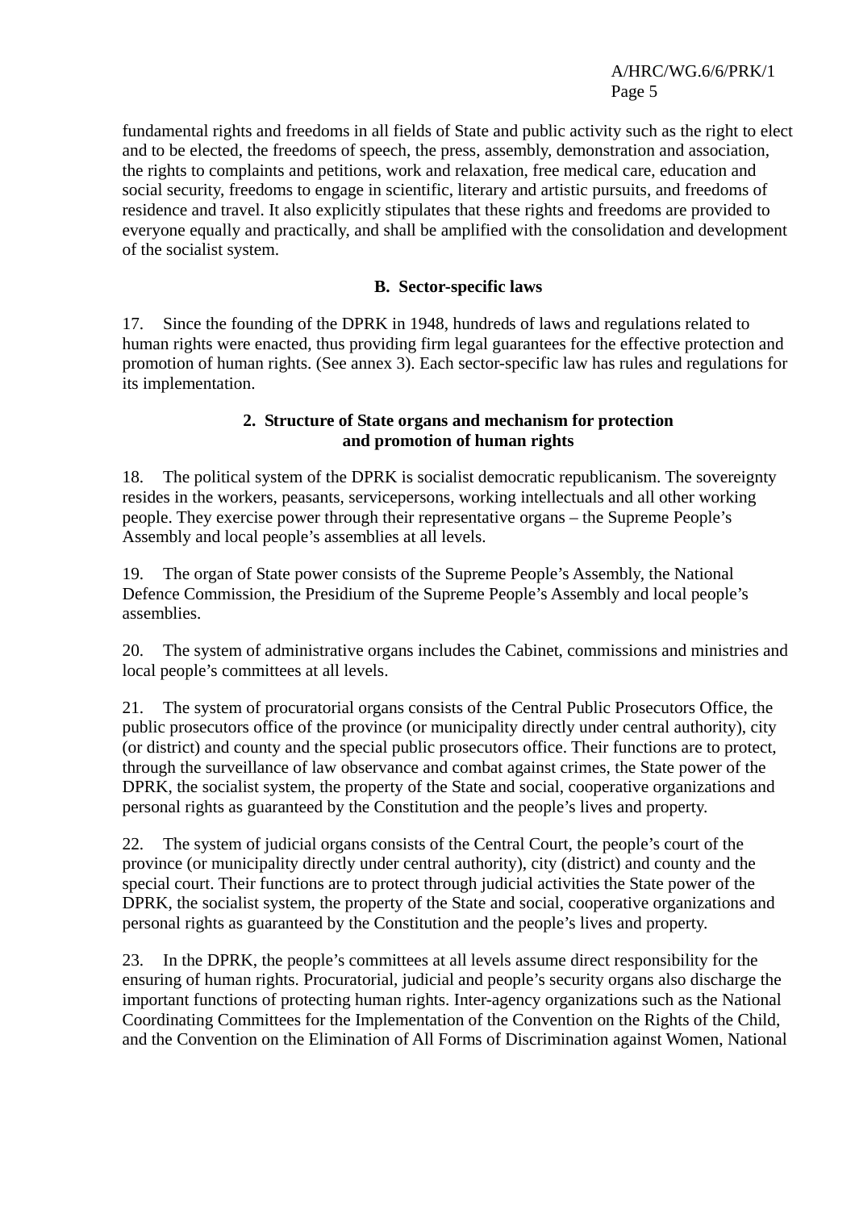fundamental rights and freedoms in all fields of State and public activity such as the right to elect and to be elected, the freedoms of speech, the press, assembly, demonstration and association, the rights to complaints and petitions, work and relaxation, free medical care, education and social security, freedoms to engage in scientific, literary and artistic pursuits, and freedoms of residence and travel. It also explicitly stipulates that these rights and freedoms are provided to everyone equally and practically, and shall be amplified with the consolidation and development of the socialist system.

### B. Sector-specific laws

17. Since the founding of the DPRK in 1948, hundreds of laws and regulations related to human rights were enacted, thus providing firm legal guarantees for the effective protection and promotion of human rights. (See annex 3). Each sector-specific law has rules and regulations for its implementation.

### 2. Structure of State organs and mechanism for protection and promotion of human rights

18. The political system of the DPRK is socialist democratic republicanism. The sovereignty resides in the workers, peasants, servicepersons, working intellectuals and all other working people. They exercise power through their representative organs – the Supreme People's Assembly and local people's assemblies at all levels.

19. The organ of State power consists of the Supreme People's Assembly, the National Defence Commission, the Presidium of the Supreme People's Assembly and local people's assemblies.

20. The system of administrative organs includes the Cabinet, commissions and ministries and local people's committees at all levels.

21. The system of procuratorial organs consists of the Central Public Prosecutors Office, the public prosecutors office of the province (or municipality directly under central authority), city (or district) and county and the special public prosecutors office. Their functions are to protect, through the surveillance of law observance and combat against crimes, the State power of the DPRK, the socialist system, the property of the State and social, cooperative organizations and personal rights as guaranteed by the Constitution and the people's lives and property.

22. The system of judicial organs consists of the Central Court, the people's court of the province (or municipality directly under central authority), city (district) and county and the special court. Their functions are to protect through judicial activities the State power of the DPRK, the socialist system, the property of the State and social, cooperative organizations and personal rights as guaranteed by the Constitution and the people's lives and property.

23. In the DPRK, the people's committees at all levels assume direct responsibility for the ensuring of human rights. Procuratorial, judicial and people's security organs also discharge the important functions of protecting human rights. Inter-agency organizations such as the National Coordinating Committees for the Implementation of the Convention on the Rights of the Child, and the Convention on the Elimination of All Forms of Discrimination against Women, National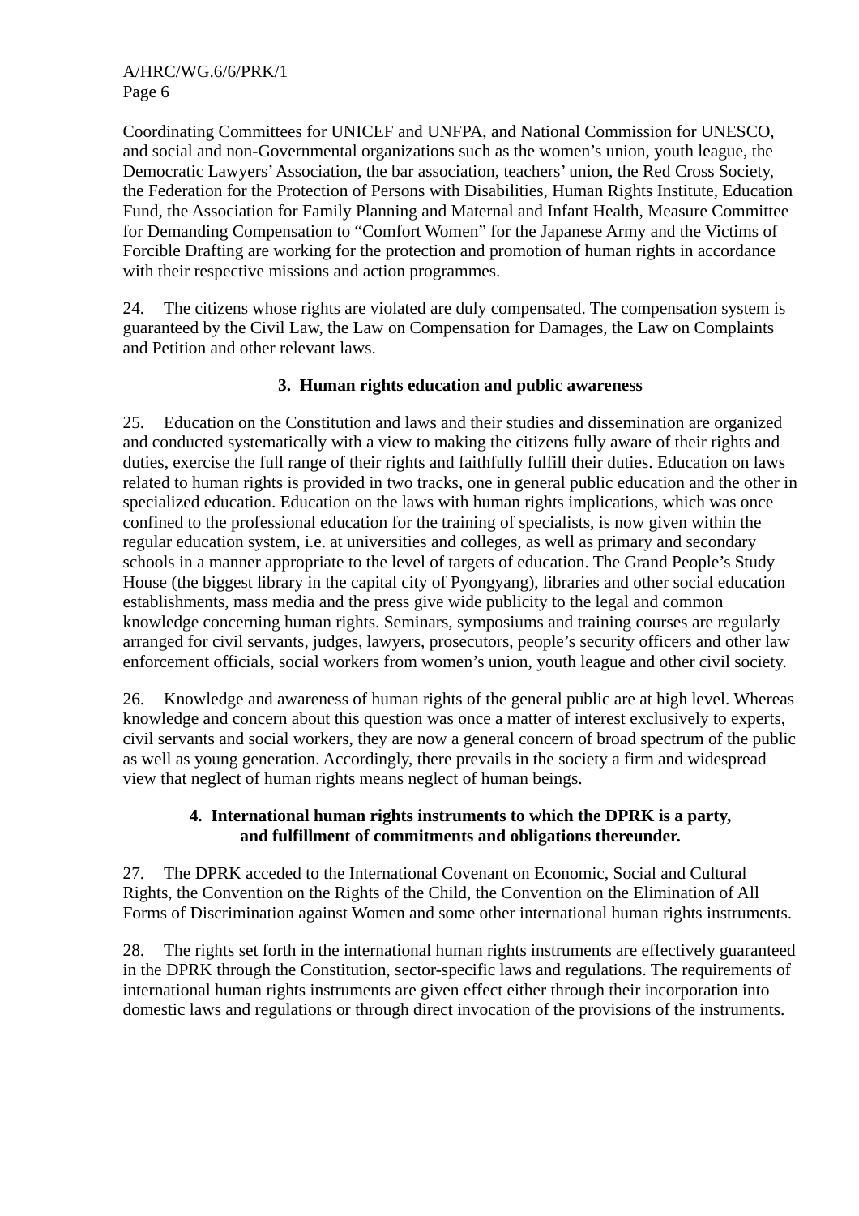Coordinating Committees for UNICEF and UNFPA, and National Commission for UNESCO, and social and non-Governmental organizations such as the women's union, youth league, the Democratic Lawyers' Association, the bar association, teachers' union, the Red Cross Society, the Federation for the Protection of Persons with Disabilities, Human Rights Institute, Education Fund, the Association for Family Planning and Maternal and Infant Health, Measure Committee for Demanding Compensation to "Comfort Women" for the Japanese Army and the Victims of Forcible Drafting are working for the protection and promotion of human rights in accordance with their respective missions and action programmes.

24. The citizens whose rights are violated are duly compensated. The compensation system is guaranteed by the Civil Law, the Law on Compensation for Damages, the Law on Complaints and Petition and other relevant laws.

### 3. Human rights education and public awareness

25. Education on the Constitution and laws and their studies and dissemination are organized and conducted systematically with a view to making the citizens fully aware of their rights and duties, exercise the full range of their rights and faithfully fulfill their duties. Education on laws related to human rights is provided in two tracks, one in general public education and the other in specialized education. Education on the laws with human rights implications, which was once confined to the professional education for the training of specialists, is now given within the regular education system, i.e. at universities and colleges, as well as primary and secondary schools in a manner appropriate to the level of targets of education. The Grand People's Study House (the biggest library in the capital city of Pyongyang), libraries and other social education establishments, mass media and the press give wide publicity to the legal and common knowledge concerning human rights. Seminars, symposiums and training courses are regularly arranged for civil servants, judges, lawyers, prosecutors, people's security officers and other law enforcement officials, social workers from women's union, youth league and other civil society.

26. Knowledge and awareness of human rights of the general public are at high level. Whereas knowledge and concern about this question was once a matter of interest exclusively to experts, civil servants and social workers, they are now a general concern of broad spectrum of the public as well as young generation. Accordingly, there prevails in the society a firm and widespread view that neglect of human rights means neglect of human beings.

### 4. International human rights instruments to which the DPRK is a party, and fulfillment of commitments and obligations thereunder.

27. The DPRK acceded to the International Covenant on Economic, Social and Cultural Rights, the Convention on the Rights of the Child, the Convention on the Elimination of All Forms of Discrimination against Women and some other international human rights instruments.

28. The rights set forth in the international human rights instruments are effectively guaranteed in the DPRK through the Constitution, sector-specific laws and regulations. The requirements of international human rights instruments are given effect either through their incorporation into domestic laws and regulations or through direct invocation of the provisions of the instruments.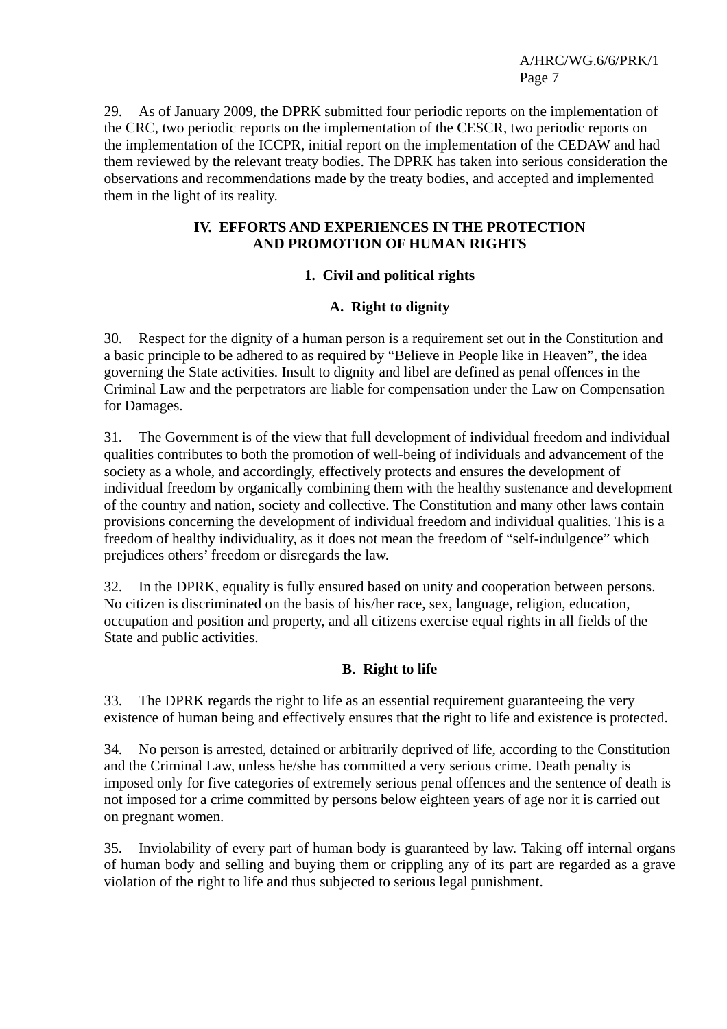29. As of January 2009, the DPRK submitted four periodic reports on the implementation of the CRC, two periodic reports on the implementation of the CESCR, two periodic reports on the implementation of the ICCPR, initial report on the implementation of the CEDAW and had them reviewed by the relevant treaty bodies. The DPRK has taken into serious consideration the observations and recommendations made by the treaty bodies, and accepted and implemented them in the light of its reality.

## IV. EFFORTS AND EXPERIENCES IN THE PROTECTION AND PROMOTION OF HUMAN RIGHTS

### 1. Civil and political rights

#### A. Right to dignity

30. Respect for the dignity of a human person is a requirement set out in the Constitution and a basic principle to be adhered to as required by "Believe in People like in Heaven", the idea governing the State activities. Insult to dignity and libel are defined as penal offences in the Criminal Law and the perpetrators are liable for compensation under the Law on Compensation for Damages.

31. The Government is of the view that full development of individual freedom and individual qualities contributes to both the promotion of well-being of individuals and advancement of the society as a whole, and accordingly, effectively protects and ensures the development of individual freedom by organically combining them with the healthy sustenance and development of the country and nation, society and collective. The Constitution and many other laws contain provisions concerning the development of individual freedom and individual qualities. This is a freedom of healthy individuality, as it does not mean the freedom of "self-indulgence" which prejudices others' freedom or disregards the law.

32. In the DPRK, equality is fully ensured based on unity and cooperation between persons. No citizen is discriminated on the basis of his/her race, sex, language, religion, education, occupation and position and property, and all citizens exercise equal rights in all fields of the State and public activities.

#### B. Right to life

33. The DPRK regards the right to life as an essential requirement guaranteeing the very existence of human being and effectively ensures that the right to life and existence is protected.

34. No person is arrested, detained or arbitrarily deprived of life, according to the Constitution and the Criminal Law, unless he/she has committed a very serious crime. Death penalty is imposed only for five categories of extremely serious penal offences and the sentence of death is not imposed for a crime committed by persons below eighteen years of age nor it is carried out on pregnant women.

35. Inviolability of every part of human body is guaranteed by law. Taking off internal organs of human body and selling and buying them or crippling any of its part are regarded as a grave violation of the right to life and thus subjected to serious legal punishment.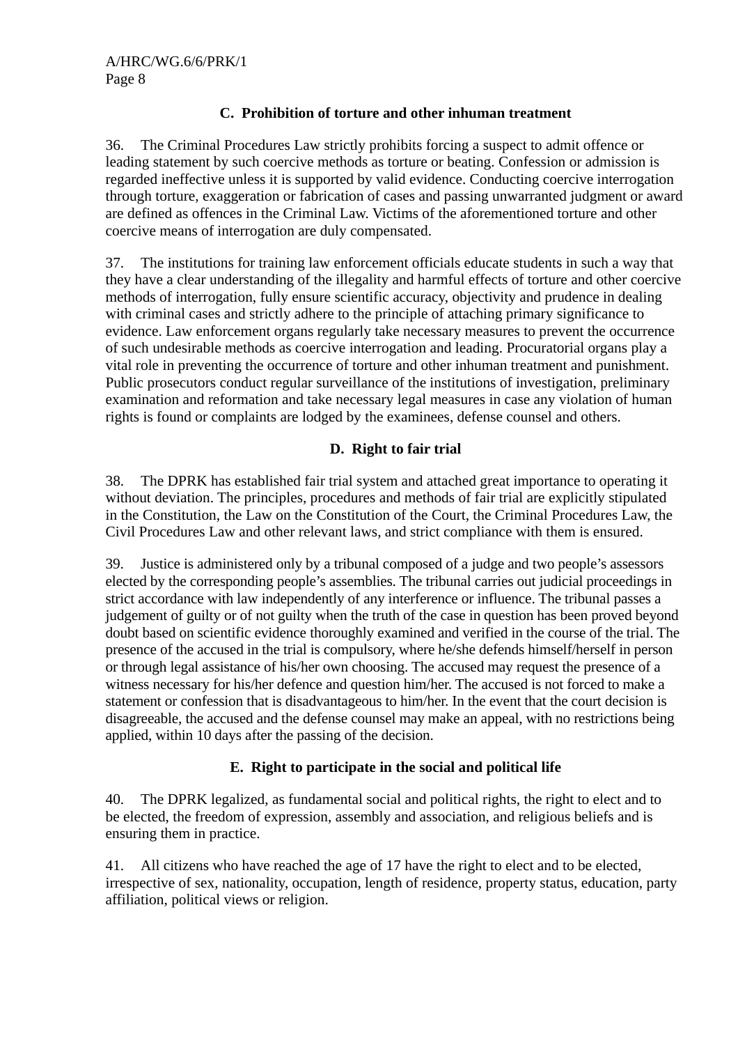### C. Prohibition of torture and other inhuman treatment

36. The Criminal Procedures Law strictly prohibits forcing a suspect to admit offence or leading statement by such coercive methods as torture or beating. Confession or admission is regarded ineffective unless it is supported by valid evidence. Conducting coercive interrogation through torture, exaggeration or fabrication of cases and passing unwarranted judgment or award are defined as offences in the Criminal Law. Victims of the aforementioned torture and other coercive means of interrogation are duly compensated.

37. The institutions for training law enforcement officials educate students in such a way that they have a clear understanding of the illegality and harmful effects of torture and other coercive methods of interrogation, fully ensure scientific accuracy, objectivity and prudence in dealing with criminal cases and strictly adhere to the principle of attaching primary significance to evidence. Law enforcement organs regularly take necessary measures to prevent the occurrence of such undesirable methods as coercive interrogation and leading. Procuratorial organs play a vital role in preventing the occurrence of torture and other inhuman treatment and punishment. Public prosecutors conduct regular surveillance of the institutions of investigation, preliminary examination and reformation and take necessary legal measures in case any violation of human rights is found or complaints are lodged by the examinees, defense counsel and others.

### D. Right to fair trial

38. The DPRK has established fair trial system and attached great importance to operating it without deviation. The principles, procedures and methods of fair trial are explicitly stipulated in the Constitution, the Law on the Constitution of the Court, the Criminal Procedures Law, the Civil Procedures Law and other relevant laws, and strict compliance with them is ensured.

39. Justice is administered only by a tribunal composed of a judge and two people's assessors elected by the corresponding people's assemblies. The tribunal carries out judicial proceedings in strict accordance with law independently of any interference or influence. The tribunal passes a judgement of guilty or of not guilty when the truth of the case in question has been proved beyond doubt based on scientific evidence thoroughly examined and verified in the course of the trial. The presence of the accused in the trial is compulsory, where he/she defends himself/herself in person or through legal assistance of his/her own choosing. The accused may request the presence of a witness necessary for his/her defence and question him/her. The accused is not forced to make a statement or confession that is disadvantageous to him/her. In the event that the court decision is disagreeable, the accused and the defense counsel may make an appeal, with no restrictions being applied, within 10 days after the passing of the decision.

### E. Right to participate in the social and political life

40. The DPRK legalized, as fundamental social and political rights, the right to elect and to be elected, the freedom of expression, assembly and association, and religious beliefs and is ensuring them in practice.

41. All citizens who have reached the age of 17 have the right to elect and to be elected, irrespective of sex, nationality, occupation, length of residence, property status, education, party affiliation, political views or religion.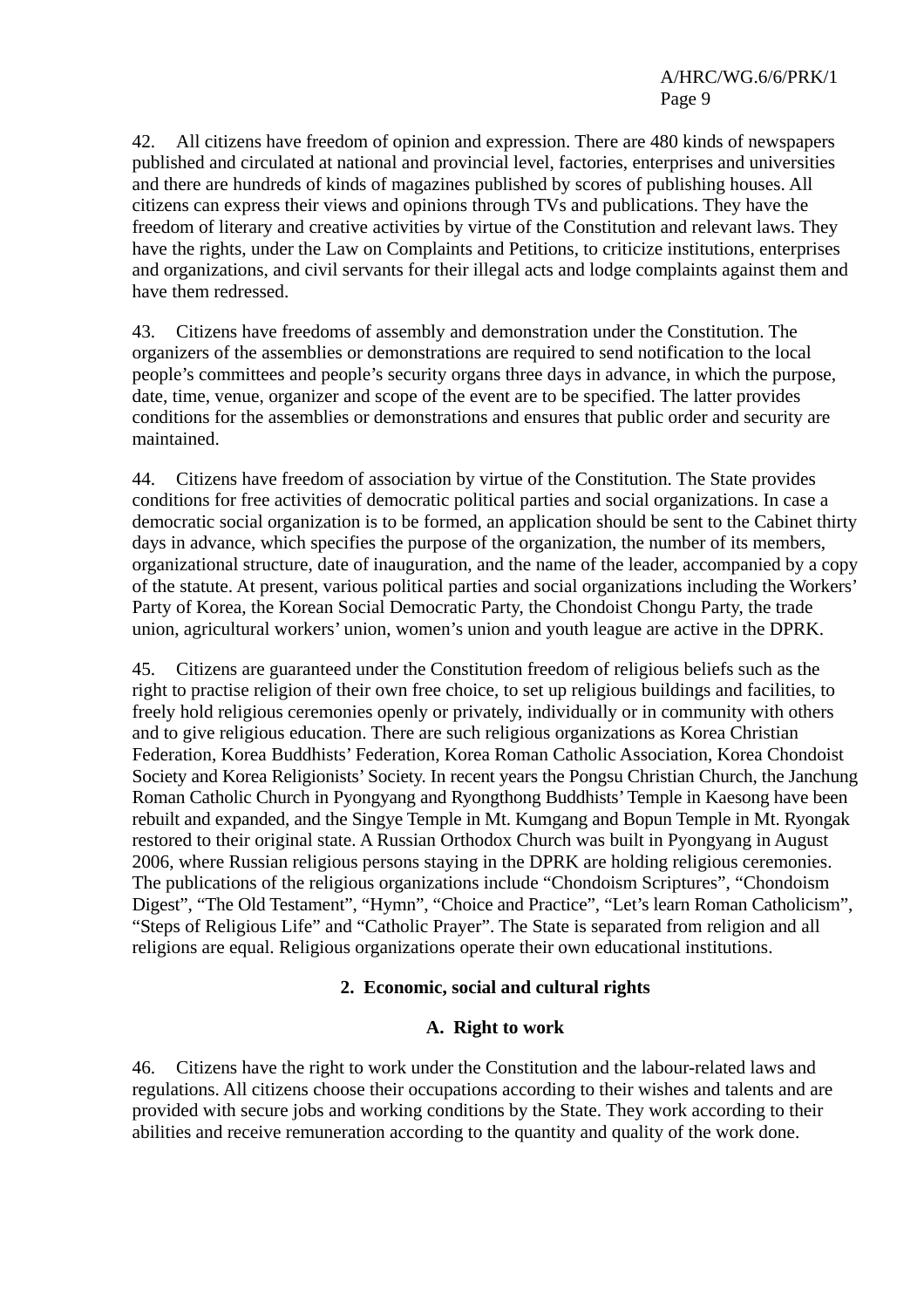42. All citizens have freedom of opinion and expression. There are 480 kinds of newspapers published and circulated at national and provincial level, factories, enterprises and universities and there are hundreds of kinds of magazines published by scores of publishing houses. All citizens can express their views and opinions through TVs and publications. They have the freedom of literary and creative activities by virtue of the Constitution and relevant laws. They have the rights, under the Law on Complaints and Petitions, to criticize institutions, enterprises and organizations, and civil servants for their illegal acts and lodge complaints against them and have them redressed.

43. Citizens have freedoms of assembly and demonstration under the Constitution. The organizers of the assemblies or demonstrations are required to send notification to the local people's committees and people's security organs three days in advance, in which the purpose, date, time, venue, organizer and scope of the event are to be specified. The latter provides conditions for the assemblies or demonstrations and ensures that public order and security are maintained.

44. Citizens have freedom of association by virtue of the Constitution. The State provides conditions for free activities of democratic political parties and social organizations. In case a democratic social organization is to be formed, an application should be sent to the Cabinet thirty days in advance, which specifies the purpose of the organization, the number of its members, organizational structure, date of inauguration, and the name of the leader, accompanied by a copy of the statute. At present, various political parties and social organizations including the Workers' Party of Korea, the Korean Social Democratic Party, the Chondoist Chongu Party, the trade union, agricultural workers' union, women's union and youth league are active in the DPRK.

45. Citizens are guaranteed under the Constitution freedom of religious beliefs such as the right to practise religion of their own free choice, to set up religious buildings and facilities, to freely hold religious ceremonies openly or privately, individually or in community with others and to give religious education. There are such religious organizations as Korea Christian Federation, Korea Buddhists' Federation, Korea Roman Catholic Association, Korea Chondoist Society and Korea Religionists' Society. In recent years the Pongsu Christian Church, the Janchung Roman Catholic Church in Pyongyang and Ryongthong Buddhists' Temple in Kaesong have been rebuilt and expanded, and the Singye Temple in Mt. Kumgang and Bopun Temple in Mt. Ryongak restored to their original state. A Russian Orthodox Church was built in Pyongyang in August 2006, where Russian religious persons staying in the DPRK are holding religious ceremonies. The publications of the religious organizations include "Chondoism Scriptures", "Chondoism Digest", "The Old Testament", "Hymn", "Choice and Practice", "Let's learn Roman Catholicism", "Steps of Religious Life" and "Catholic Prayer". The State is separated from religion and all religions are equal. Religious organizations operate their own educational institutions.

## 2. Economic, social and cultural rights

### A. Right to work

46. Citizens have the right to work under the Constitution and the labour-related laws and regulations. All citizens choose their occupations according to their wishes and talents and are provided with secure jobs and working conditions by the State. They work according to their abilities and receive remuneration according to the quantity and quality of the work done.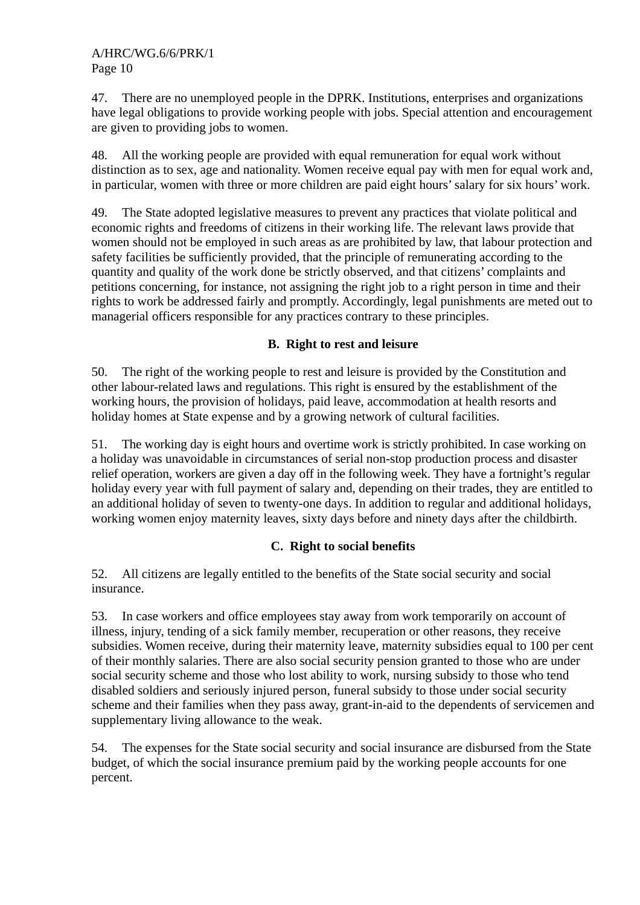47. There are no unemployed people in the DPRK. Institutions, enterprises and organizations have legal obligations to provide working people with jobs. Special attention and encouragement are given to providing jobs to women.

48. All the working people are provided with equal remuneration for equal work without distinction as to sex, age and nationality. Women receive equal pay with men for equal work and, in particular, women with three or more children are paid eight hours' salary for six hours' work.

49. The State adopted legislative measures to prevent any practices that violate political and economic rights and freedoms of citizens in their working life. The relevant laws provide that women should not be employed in such areas as are prohibited by law, that labour protection and safety facilities be sufficiently provided, that the principle of remunerating according to the quantity and quality of the work done be strictly observed, and that citizens' complaints and petitions concerning, for instance, not assigning the right job to a right person in time and their rights to work be addressed fairly and promptly. Accordingly, legal punishments are meted out to managerial officers responsible for any practices contrary to these principles.

## B. Right to rest and leisure

50. The right of the working people to rest and leisure is provided by the Constitution and other labour-related laws and regulations. This right is ensured by the establishment of the working hours, the provision of holidays, paid leave, accommodation at health resorts and holiday homes at State expense and by a growing network of cultural facilities.

51. The working day is eight hours and overtime work is strictly prohibited. In case working on a holiday was unavoidable in circumstances of serial non-stop production process and disaster relief operation, workers are given a day off in the following week. They have a fortnight's regular holiday every year with full payment of salary and, depending on their trades, they are entitled to an additional holiday of seven to twenty-one days. In addition to regular and additional holidays, working women enjoy maternity leaves, sixty days before and ninety days after the childbirth.

## C. Right to social benefits

52. All citizens are legally entitled to the benefits of the State social security and social insurance.

53. In case workers and office employees stay away from work temporarily on account of illness, injury, tending of a sick family member, recuperation or other reasons, they receive subsidies. Women receive, during their maternity leave, maternity subsidies equal to 100 per cent of their monthly salaries. There are also social security pension granted to those who are under social security scheme and those who lost ability to work, nursing subsidy to those who tend disabled soldiers and seriously injured person, funeral subsidy to those under social security scheme and their families when they pass away, grant-in-aid to the dependents of servicemen and supplementary living allowance to the weak.

54. The expenses for the State social security and social insurance are disbursed from the State budget, of which the social insurance premium paid by the working people accounts for one percent.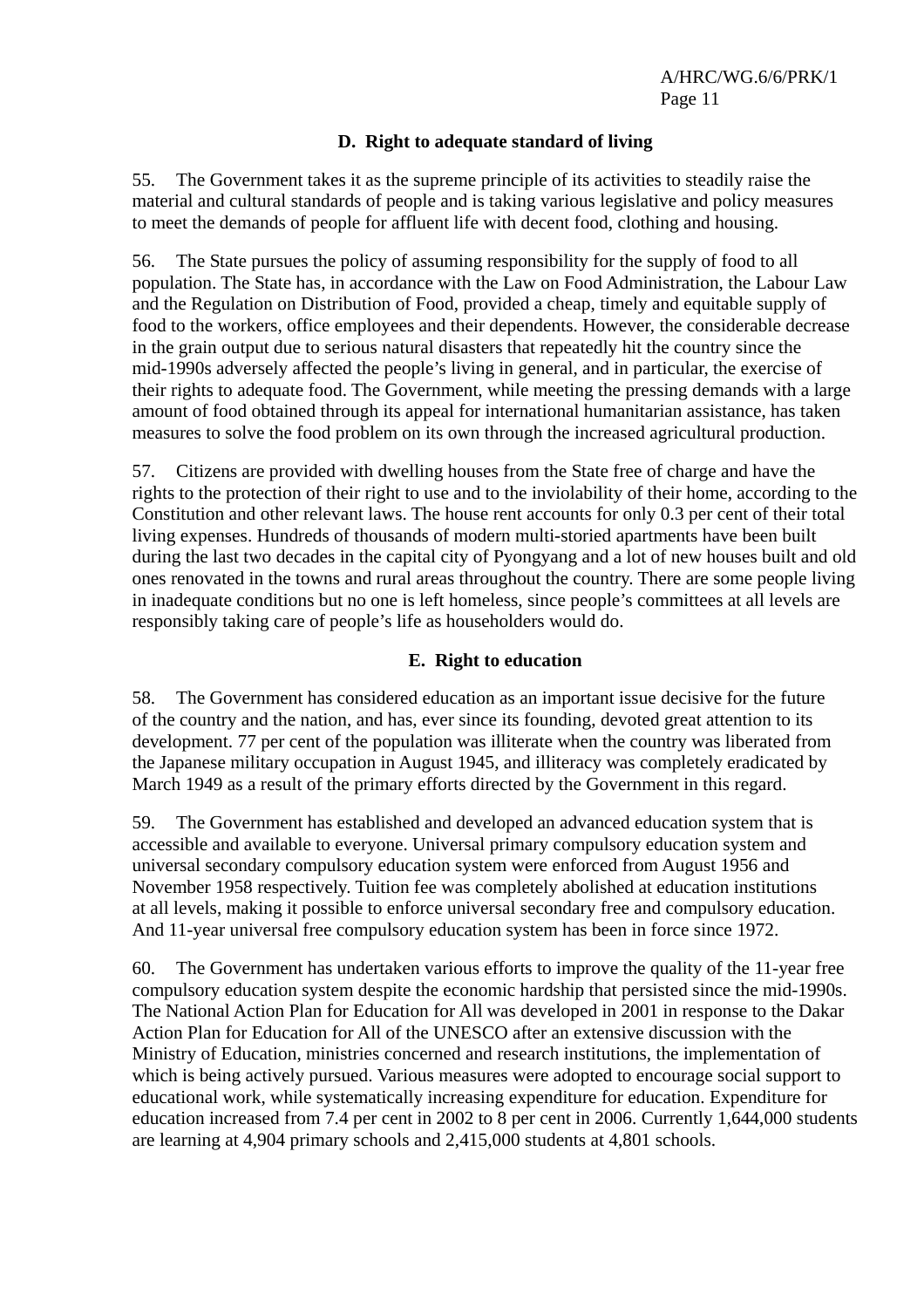### D. Right to adequate standard of living

55. The Government takes it as the supreme principle of its activities to steadily raise the material and cultural standards of people and is taking various legislative and policy measures to meet the demands of people for affluent life with decent food, clothing and housing.

56. The State pursues the policy of assuming responsibility for the supply of food to all population. The State has, in accordance with the Law on Food Administration, the Labour Law and the Regulation on Distribution of Food, provided a cheap, timely and equitable supply of food to the workers, office employees and their dependents. However, the considerable decrease in the grain output due to serious natural disasters that repeatedly hit the country since the mid-1990s adversely affected the people's living in general, and in particular, the exercise of their rights to adequate food. The Government, while meeting the pressing demands with a large amount of food obtained through its appeal for international humanitarian assistance, has taken measures to solve the food problem on its own through the increased agricultural production.

57. Citizens are provided with dwelling houses from the State free of charge and have the rights to the protection of their right to use and to the inviolability of their home, according to the Constitution and other relevant laws. The house rent accounts for only 0.3 per cent of their total living expenses. Hundreds of thousands of modern multi-storied apartments have been built during the last two decades in the capital city of Pyongyang and a lot of new houses built and old ones renovated in the towns and rural areas throughout the country. There are some people living in inadequate conditions but no one is left homeless, since people's committees at all levels are responsibly taking care of people's life as householders would do.

### E. Right to education

58. The Government has considered education as an important issue decisive for the future of the country and the nation, and has, ever since its founding, devoted great attention to its development. 77 per cent of the population was illiterate when the country was liberated from the Japanese military occupation in August 1945, and illiteracy was completely eradicated by March 1949 as a result of the primary efforts directed by the Government in this regard.

59. The Government has established and developed an advanced education system that is accessible and available to everyone. Universal primary compulsory education system and universal secondary compulsory education system were enforced from August 1956 and November 1958 respectively. Tuition fee was completely abolished at education institutions at all levels, making it possible to enforce universal secondary free and compulsory education. And 11-year universal free compulsory education system has been in force since 1972.

60. The Government has undertaken various efforts to improve the quality of the 11-year free compulsory education system despite the economic hardship that persisted since the mid-1990s. The National Action Plan for Education for All was developed in 2001 in response to the Dakar Action Plan for Education for All of the UNESCO after an extensive discussion with the Ministry of Education, ministries concerned and research institutions, the implementation of which is being actively pursued. Various measures were adopted to encourage social support to educational work, while systematically increasing expenditure for education. Expenditure for education increased from 7.4 per cent in 2002 to 8 per cent in 2006. Currently 1,644,000 students are learning at 4,904 primary schools and 2,415,000 students at 4,801 schools.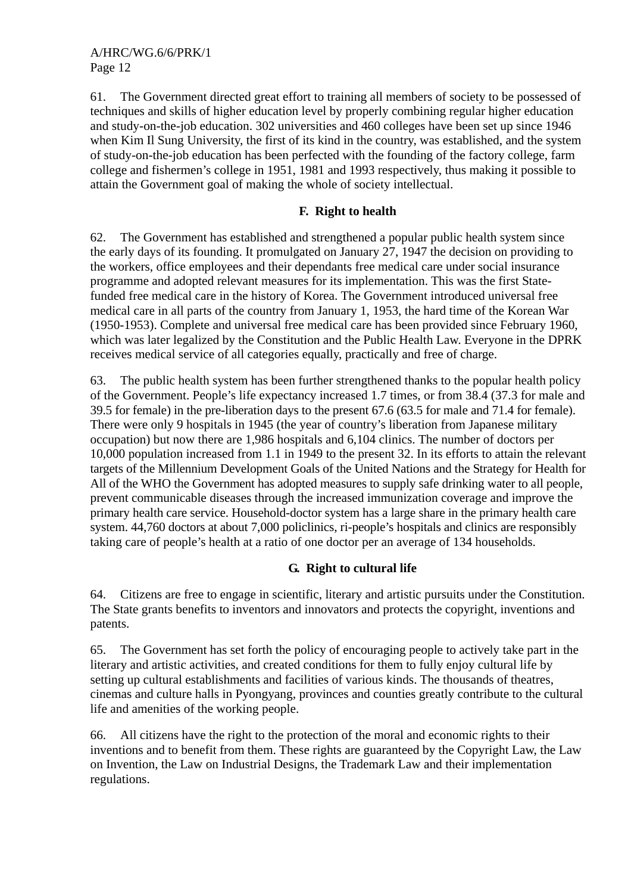61. The Government directed great effort to training all members of society to be possessed of techniques and skills of higher education level by properly combining regular higher education and study-on-the-job education. 302 universities and 460 colleges have been set up since 1946 when Kim Il Sung University, the first of its kind in the country, was established, and the system of study-on-the-job education has been perfected with the founding of the factory college, farm college and fishermen's college in 1951, 1981 and 1993 respectively, thus making it possible to attain the Government goal of making the whole of society intellectual.

### F. Right to health

62. The Government has established and strengthened a popular public health system since the early days of its founding. It promulgated on January 27, 1947 the decision on providing to the workers, office employees and their dependants free medical care under social insurance programme and adopted relevant measures for its implementation. This was the first State-funded free medical care in the history of Korea. The Government introduced universal free medical care in all parts of the country from January 1, 1953, the hard time of the Korean War (1950-1953). Complete and universal free medical care has been provided since February 1960, which was later legalized by the Constitution and the Public Health Law. Everyone in the DPRK receives medical service of all categories equally, practically and free of charge.

63. The public health system has been further strengthened thanks to the popular health policy of the Government. People's life expectancy increased 1.7 times, or from 38.4 (37.3 for male and 39.5 for female) in the pre-liberation days to the present 67.6 (63.5 for male and 71.4 for female). There were only 9 hospitals in 1945 (the year of country's liberation from Japanese military occupation) but now there are 1,986 hospitals and 6,104 clinics. The number of doctors per 10,000 population increased from 1.1 in 1949 to the present 32. In its efforts to attain the relevant targets of the Millennium Development Goals of the United Nations and the Strategy for Health for All of the WHO the Government has adopted measures to supply safe drinking water to all people, prevent communicable diseases through the increased immunization coverage and improve the primary health care service. Household-doctor system has a large share in the primary health care system. 44,760 doctors at about 7,000 policlinics, ri-people's hospitals and clinics are responsibly taking care of people's health at a ratio of one doctor per an average of 134 households.

### G. Right to cultural life

64. Citizens are free to engage in scientific, literary and artistic pursuits under the Constitution. The State grants benefits to inventors and innovators and protects the copyright, inventions and patents.

65. The Government has set forth the policy of encouraging people to actively take part in the literary and artistic activities, and created conditions for them to fully enjoy cultural life by setting up cultural establishments and facilities of various kinds. The thousands of theatres, cinemas and culture halls in Pyongyang, provinces and counties greatly contribute to the cultural life and amenities of the working people.

66. All citizens have the right to the protection of the moral and economic rights to their inventions and to benefit from them. These rights are guaranteed by the Copyright Law, the Law on Invention, the Law on Industrial Designs, the Trademark Law and their implementation regulations.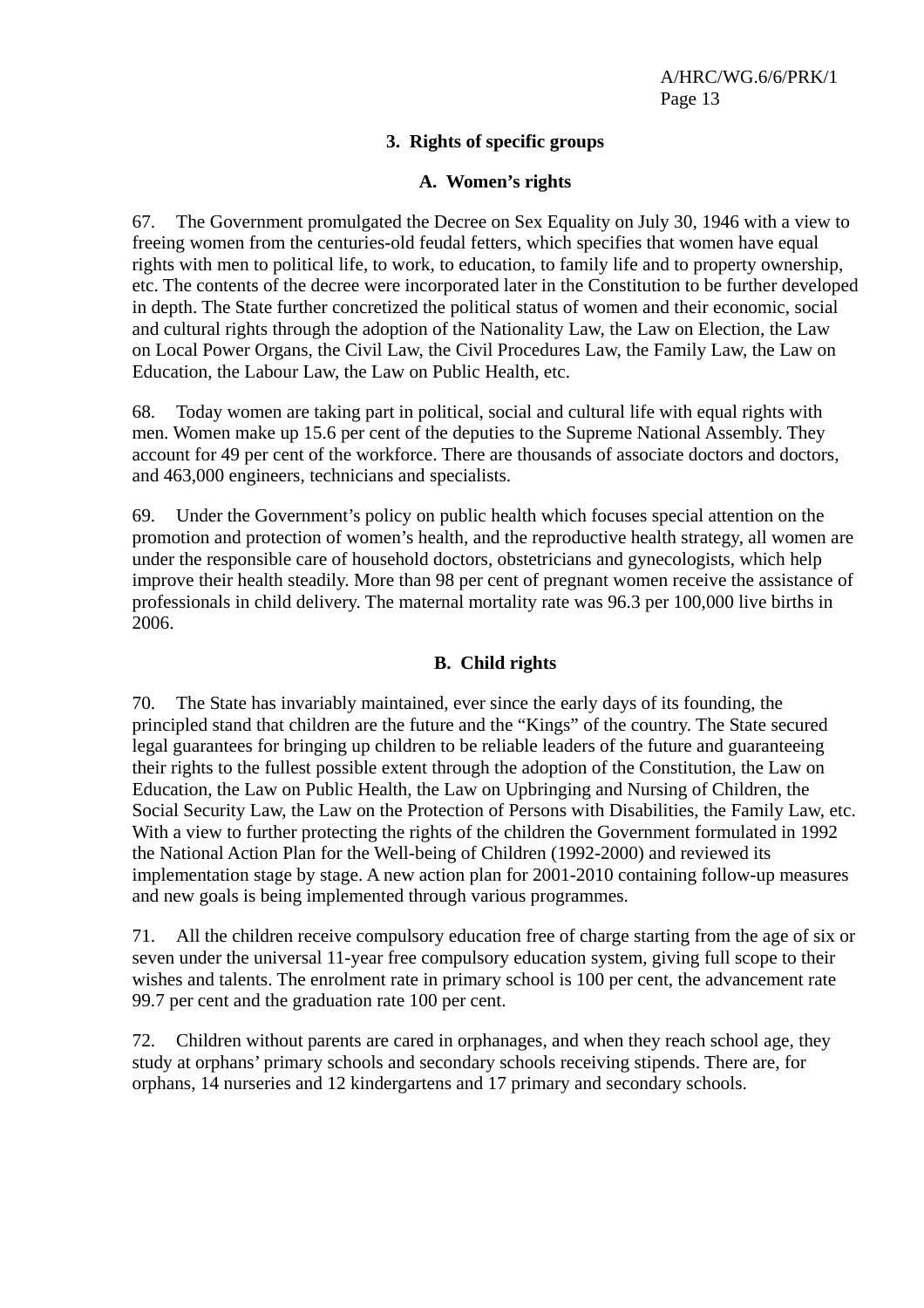### 3. Rights of specific groups

#### A. Women's rights

67. The Government promulgated the Decree on Sex Equality on July 30, 1946 with a view to freeing women from the centuries-old feudal fetters, which specifies that women have equal rights with men to political life, to work, to education, to family life and to property ownership, etc. The contents of the decree were incorporated later in the Constitution to be further developed in depth. The State further concretized the political status of women and their economic, social and cultural rights through the adoption of the Nationality Law, the Law on Election, the Law on Local Power Organs, the Civil Law, the Civil Procedures Law, the Family Law, the Law on Education, the Labour Law, the Law on Public Health, etc.

68. Today women are taking part in political, social and cultural life with equal rights with men. Women make up 15.6 per cent of the deputies to the Supreme National Assembly. They account for 49 per cent of the workforce. There are thousands of associate doctors and doctors, and 463,000 engineers, technicians and specialists.

69. Under the Government's policy on public health which focuses special attention on the promotion and protection of women's health, and the reproductive health strategy, all women are under the responsible care of household doctors, obstetricians and gynecologists, which help improve their health steadily. More than 98 per cent of pregnant women receive the assistance of professionals in child delivery. The maternal mortality rate was 96.3 per 100,000 live births in 2006.

#### B. Child rights

70. The State has invariably maintained, ever since the early days of its founding, the principled stand that children are the future and the "Kings" of the country. The State secured legal guarantees for bringing up children to be reliable leaders of the future and guaranteeing their rights to the fullest possible extent through the adoption of the Constitution, the Law on Education, the Law on Public Health, the Law on Upbringing and Nursing of Children, the Social Security Law, the Law on the Protection of Persons with Disabilities, the Family Law, etc. With a view to further protecting the rights of the children the Government formulated in 1992 the National Action Plan for the Well-being of Children (1992-2000) and reviewed its implementation stage by stage. A new action plan for 2001-2010 containing follow-up measures and new goals is being implemented through various programmes.

71. All the children receive compulsory education free of charge starting from the age of six or seven under the universal 11-year free compulsory education system, giving full scope to their wishes and talents. The enrolment rate in primary school is 100 per cent, the advancement rate 99.7 per cent and the graduation rate 100 per cent.

72. Children without parents are cared in orphanages, and when they reach school age, they study at orphans' primary schools and secondary schools receiving stipends. There are, for orphans, 14 nurseries and 12 kindergartens and 17 primary and secondary schools.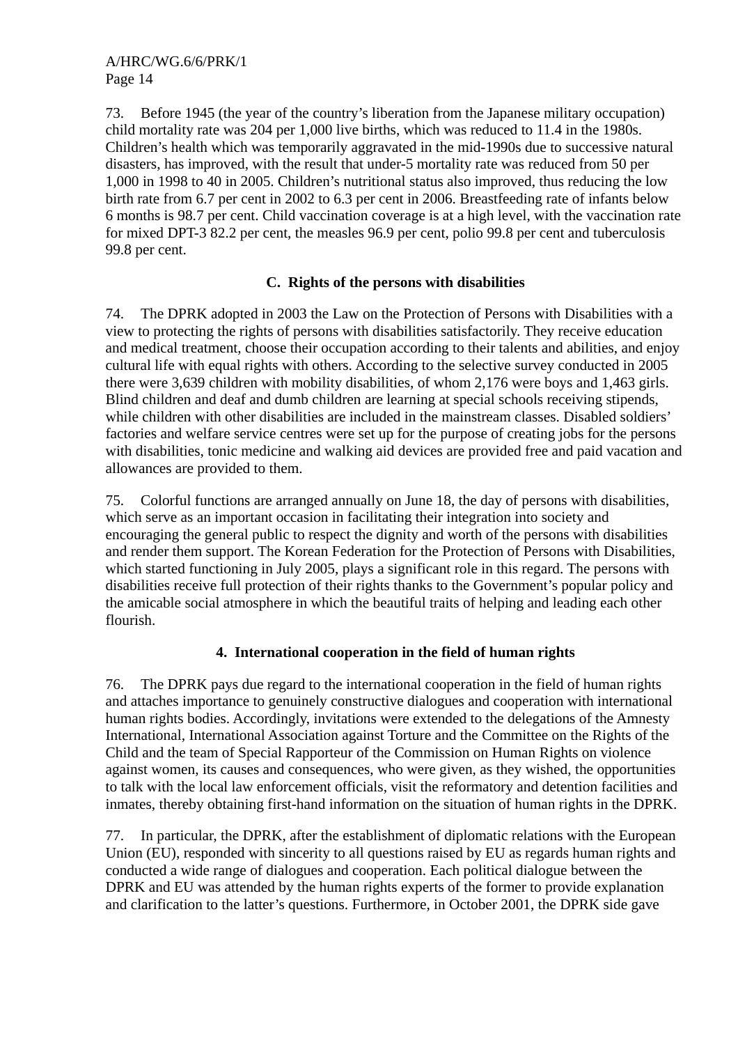73. Before 1945 (the year of the country's liberation from the Japanese military occupation) child mortality rate was 204 per 1,000 live births, which was reduced to 11.4 in the 1980s. Children's health which was temporarily aggravated in the mid-1990s due to successive natural disasters, has improved, with the result that under-5 mortality rate was reduced from 50 per 1,000 in 1998 to 40 in 2005. Children's nutritional status also improved, thus reducing the low birth rate from 6.7 per cent in 2002 to 6.3 per cent in 2006. Breastfeeding rate of infants below 6 months is 98.7 per cent. Child vaccination coverage is at a high level, with the vaccination rate for mixed DPT-3 82.2 per cent, the measles 96.9 per cent, polio 99.8 per cent and tuberculosis 99.8 per cent.

### C. Rights of the persons with disabilities

74. The DPRK adopted in 2003 the Law on the Protection of Persons with Disabilities with a view to protecting the rights of persons with disabilities satisfactorily. They receive education and medical treatment, choose their occupation according to their talents and abilities, and enjoy cultural life with equal rights with others. According to the selective survey conducted in 2005 there were 3,639 children with mobility disabilities, of whom 2,176 were boys and 1,463 girls. Blind children and deaf and dumb children are learning at special schools receiving stipends, while children with other disabilities are included in the mainstream classes. Disabled soldiers' factories and welfare service centres were set up for the purpose of creating jobs for the persons with disabilities, tonic medicine and walking aid devices are provided free and paid vacation and allowances are provided to them.

75. Colorful functions are arranged annually on June 18, the day of persons with disabilities, which serve as an important occasion in facilitating their integration into society and encouraging the general public to respect the dignity and worth of the persons with disabilities and render them support. The Korean Federation for the Protection of Persons with Disabilities, which started functioning in July 2005, plays a significant role in this regard. The persons with disabilities receive full protection of their rights thanks to the Government's popular policy and the amicable social atmosphere in which the beautiful traits of helping and leading each other flourish.

## 4. International cooperation in the field of human rights

76. The DPRK pays due regard to the international cooperation in the field of human rights and attaches importance to genuinely constructive dialogues and cooperation with international human rights bodies. Accordingly, invitations were extended to the delegations of the Amnesty International, International Association against Torture and the Committee on the Rights of the Child and the team of Special Rapporteur of the Commission on Human Rights on violence against women, its causes and consequences, who were given, as they wished, the opportunities to talk with the local law enforcement officials, visit the reformatory and detention facilities and inmates, thereby obtaining first-hand information on the situation of human rights in the DPRK.

77. In particular, the DPRK, after the establishment of diplomatic relations with the European Union (EU), responded with sincerity to all questions raised by EU as regards human rights and conducted a wide range of dialogues and cooperation. Each political dialogue between the DPRK and EU was attended by the human rights experts of the former to provide explanation and clarification to the latter's questions. Furthermore, in October 2001, the DPRK side gave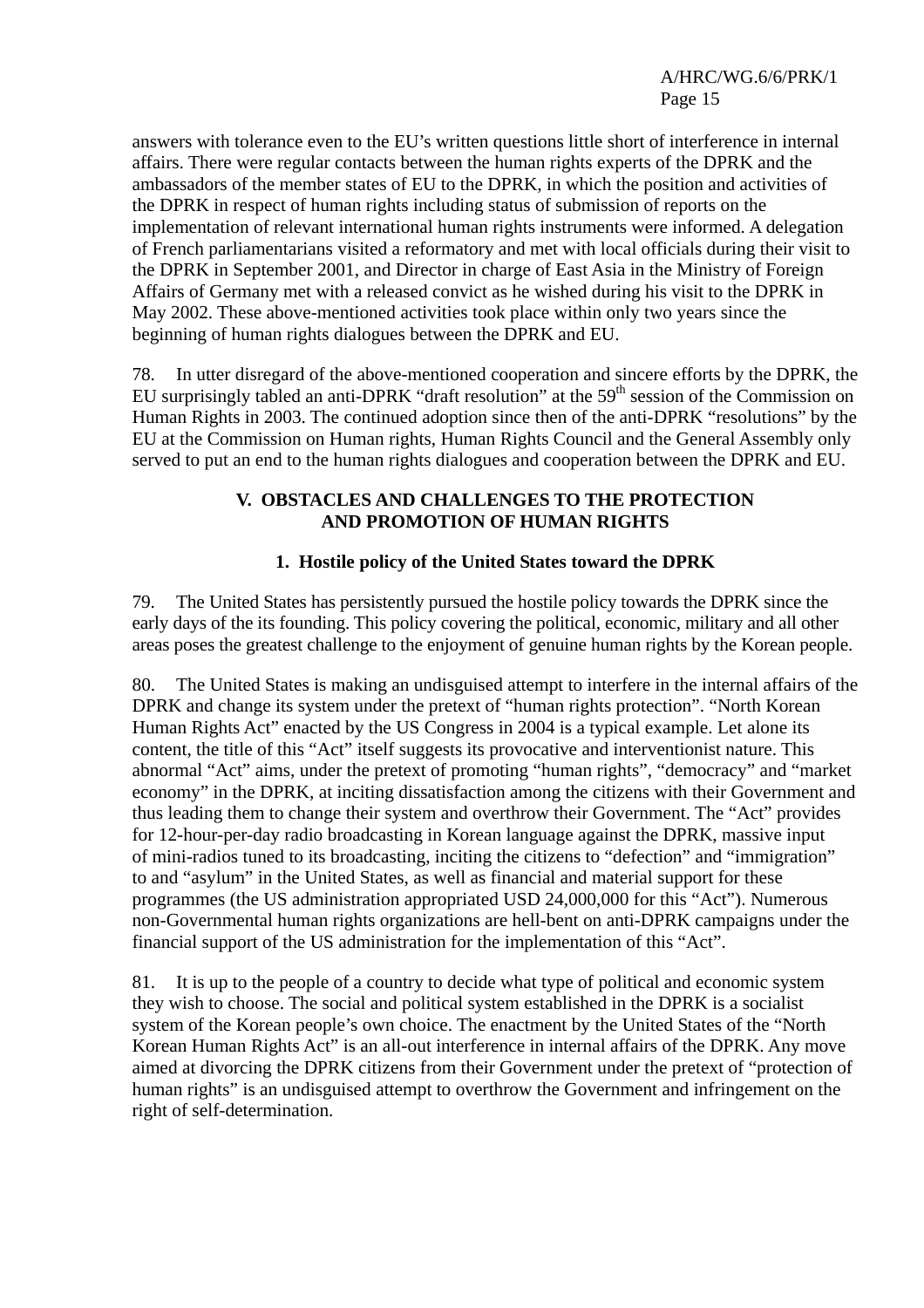answers with tolerance even to the EU's written questions little short of interference in internal affairs. There were regular contacts between the human rights experts of the DPRK and the ambassadors of the member states of EU to the DPRK, in which the position and activities of the DPRK in respect of human rights including status of submission of reports on the implementation of relevant international human rights instruments were informed. A delegation of French parliamentarians visited a reformatory and met with local officials during their visit to the DPRK in September 2001, and Director in charge of East Asia in the Ministry of Foreign Affairs of Germany met with a released convict as he wished during his visit to the DPRK in May 2002. These above-mentioned activities took place within only two years since the beginning of human rights dialogues between the DPRK and EU.

78. In utter disregard of the above-mentioned cooperation and sincere efforts by the DPRK, the EU surprisingly tabled an anti-DPRK "draft resolution" at the 59th session of the Commission on Human Rights in 2003. The continued adoption since then of the anti-DPRK "resolutions" by the EU at the Commission on Human rights, Human Rights Council and the General Assembly only served to put an end to the human rights dialogues and cooperation between the DPRK and EU.

## V. OBSTACLES AND CHALLENGES TO THE PROTECTION AND PROMOTION OF HUMAN RIGHTS

### 1. Hostile policy of the United States toward the DPRK

79. The United States has persistently pursued the hostile policy towards the DPRK since the early days of the its founding. This policy covering the political, economic, military and all other areas poses the greatest challenge to the enjoyment of genuine human rights by the Korean people.

80. The United States is making an undisguised attempt to interfere in the internal affairs of the DPRK and change its system under the pretext of "human rights protection". "North Korean Human Rights Act" enacted by the US Congress in 2004 is a typical example. Let alone its content, the title of this "Act" itself suggests its provocative and interventionist nature. This abnormal "Act" aims, under the pretext of promoting "human rights", "democracy" and "market economy" in the DPRK, at inciting dissatisfaction among the citizens with their Government and thus leading them to change their system and overthrow their Government. The "Act" provides for 12-hour-per-day radio broadcasting in Korean language against the DPRK, massive input of mini-radios tuned to its broadcasting, inciting the citizens to "defection" and "immigration" to and "asylum" in the United States, as well as financial and material support for these programmes (the US administration appropriated USD 24,000,000 for this "Act"). Numerous non-Governmental human rights organizations are hell-bent on anti-DPRK campaigns under the financial support of the US administration for the implementation of this "Act".

81. It is up to the people of a country to decide what type of political and economic system they wish to choose. The social and political system established in the DPRK is a socialist system of the Korean people's own choice. The enactment by the United States of the "North Korean Human Rights Act" is an all-out interference in internal affairs of the DPRK. Any move aimed at divorcing the DPRK citizens from their Government under the pretext of "protection of human rights" is an undisguised attempt to overthrow the Government and infringement on the right of self-determination.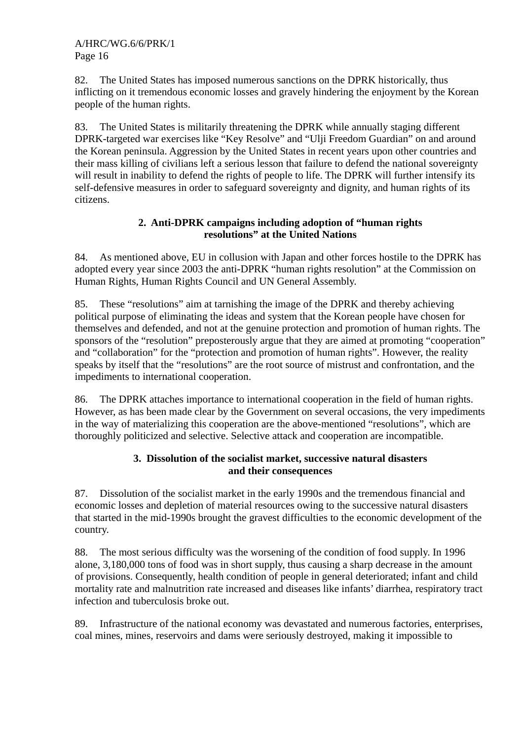82. The United States has imposed numerous sanctions on the DPRK historically, thus inflicting on it tremendous economic losses and gravely hindering the enjoyment by the Korean people of the human rights.

83. The United States is militarily threatening the DPRK while annually staging different DPRK-targeted war exercises like “Key Resolve” and “Ulji Freedom Guardian” on and around the Korean peninsula. Aggression by the United States in recent years upon other countries and their mass killing of civilians left a serious lesson that failure to defend the national sovereignty will result in inability to defend the rights of people to life. The DPRK will further intensify its self-defensive measures in order to safeguard sovereignty and dignity, and human rights of its citizens.

### 2. Anti-DPRK campaigns including adoption of “human rights resolutions” at the United Nations

84. As mentioned above, EU in collusion with Japan and other forces hostile to the DPRK has adopted every year since 2003 the anti-DPRK “human rights resolution” at the Commission on Human Rights, Human Rights Council and UN General Assembly.

85. These “resolutions” aim at tarnishing the image of the DPRK and thereby achieving political purpose of eliminating the ideas and system that the Korean people have chosen for themselves and defended, and not at the genuine protection and promotion of human rights. The sponsors of the “resolution” preposterously argue that they are aimed at promoting “cooperation” and “collaboration” for the “protection and promotion of human rights”. However, the reality speaks by itself that the “resolutions” are the root source of mistrust and confrontation, and the impediments to international cooperation.

86. The DPRK attaches importance to international cooperation in the field of human rights. However, as has been made clear by the Government on several occasions, the very impediments in the way of materializing this cooperation are the above-mentioned “resolutions”, which are thoroughly politicized and selective. Selective attack and cooperation are incompatible.

### 3. Dissolution of the socialist market, successive natural disasters and their consequences

87. Dissolution of the socialist market in the early 1990s and the tremendous financial and economic losses and depletion of material resources owing to the successive natural disasters that started in the mid-1990s brought the gravest difficulties to the economic development of the country.

88. The most serious difficulty was the worsening of the condition of food supply. In 1996 alone, 3,180,000 tons of food was in short supply, thus causing a sharp decrease in the amount of provisions. Consequently, health condition of people in general deteriorated; infant and child mortality rate and malnutrition rate increased and diseases like infants’ diarrhea, respiratory tract infection and tuberculosis broke out.

89. Infrastructure of the national economy was devastated and numerous factories, enterprises, coal mines, mines, reservoirs and dams were seriously destroyed, making it impossible to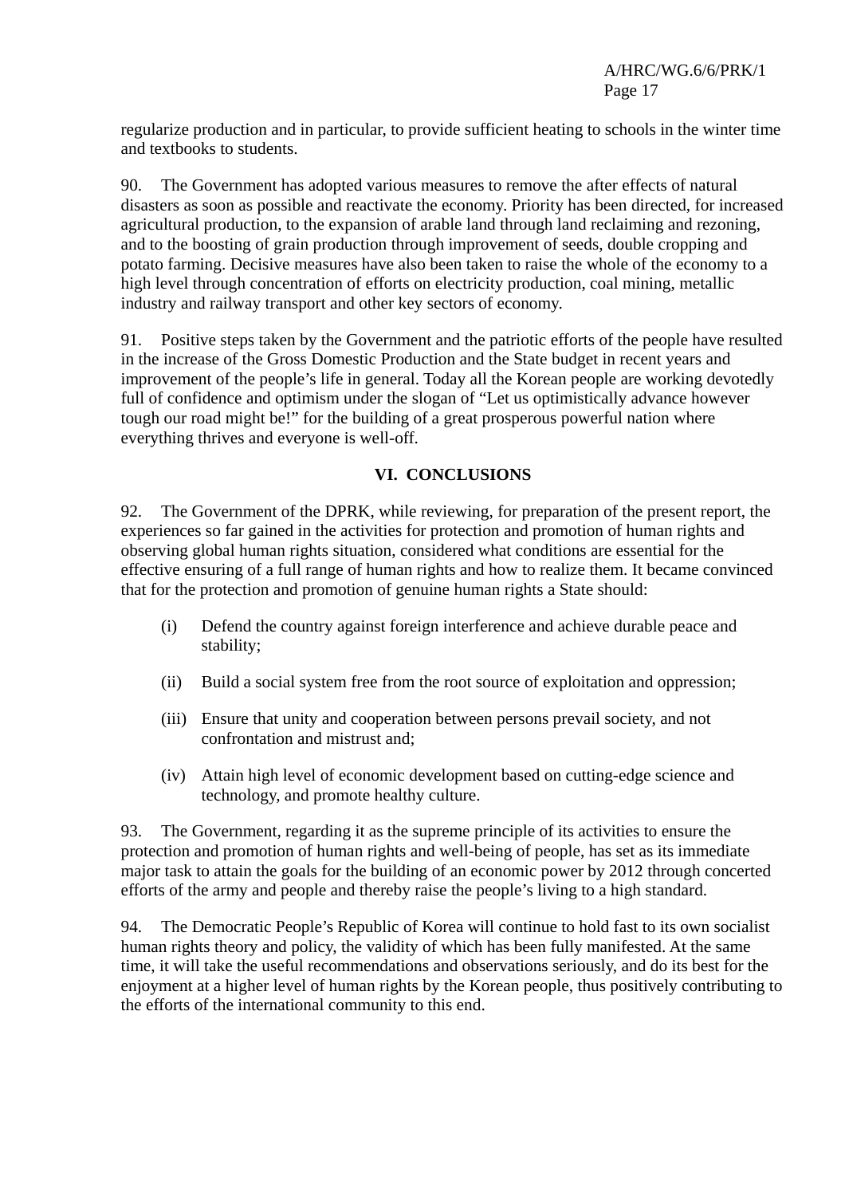regularize production and in particular, to provide sufficient heating to schools in the winter time and textbooks to students.

90. The Government has adopted various measures to remove the after effects of natural disasters as soon as possible and reactivate the economy. Priority has been directed, for increased agricultural production, to the expansion of arable land through land reclaiming and rezoning, and to the boosting of grain production through improvement of seeds, double cropping and potato farming. Decisive measures have also been taken to raise the whole of the economy to a high level through concentration of efforts on electricity production, coal mining, metallic industry and railway transport and other key sectors of economy.

91. Positive steps taken by the Government and the patriotic efforts of the people have resulted in the increase of the Gross Domestic Production and the State budget in recent years and improvement of the people's life in general. Today all the Korean people are working devotedly full of confidence and optimism under the slogan of "Let us optimistically advance however tough our road might be!" for the building of a great prosperous powerful nation where everything thrives and everyone is well-off.

## VI. CONCLUSIONS

92. The Government of the DPRK, while reviewing, for preparation of the present report, the experiences so far gained in the activities for protection and promotion of human rights and observing global human rights situation, considered what conditions are essential for the effective ensuring of a full range of human rights and how to realize them. It became convinced that for the protection and promotion of genuine human rights a State should:

(i) Defend the country against foreign interference and achieve durable peace and stability;

(ii) Build a social system free from the root source of exploitation and oppression;

(iii) Ensure that unity and cooperation between persons prevail society, and not confrontation and mistrust and;

(iv) Attain high level of economic development based on cutting-edge science and technology, and promote healthy culture.

93. The Government, regarding it as the supreme principle of its activities to ensure the protection and promotion of human rights and well-being of people, has set as its immediate major task to attain the goals for the building of an economic power by 2012 through concerted efforts of the army and people and thereby raise the people's living to a high standard.

94. The Democratic People's Republic of Korea will continue to hold fast to its own socialist human rights theory and policy, the validity of which has been fully manifested. At the same time, it will take the useful recommendations and observations seriously, and do its best for the enjoyment at a higher level of human rights by the Korean people, thus positively contributing to the efforts of the international community to this end.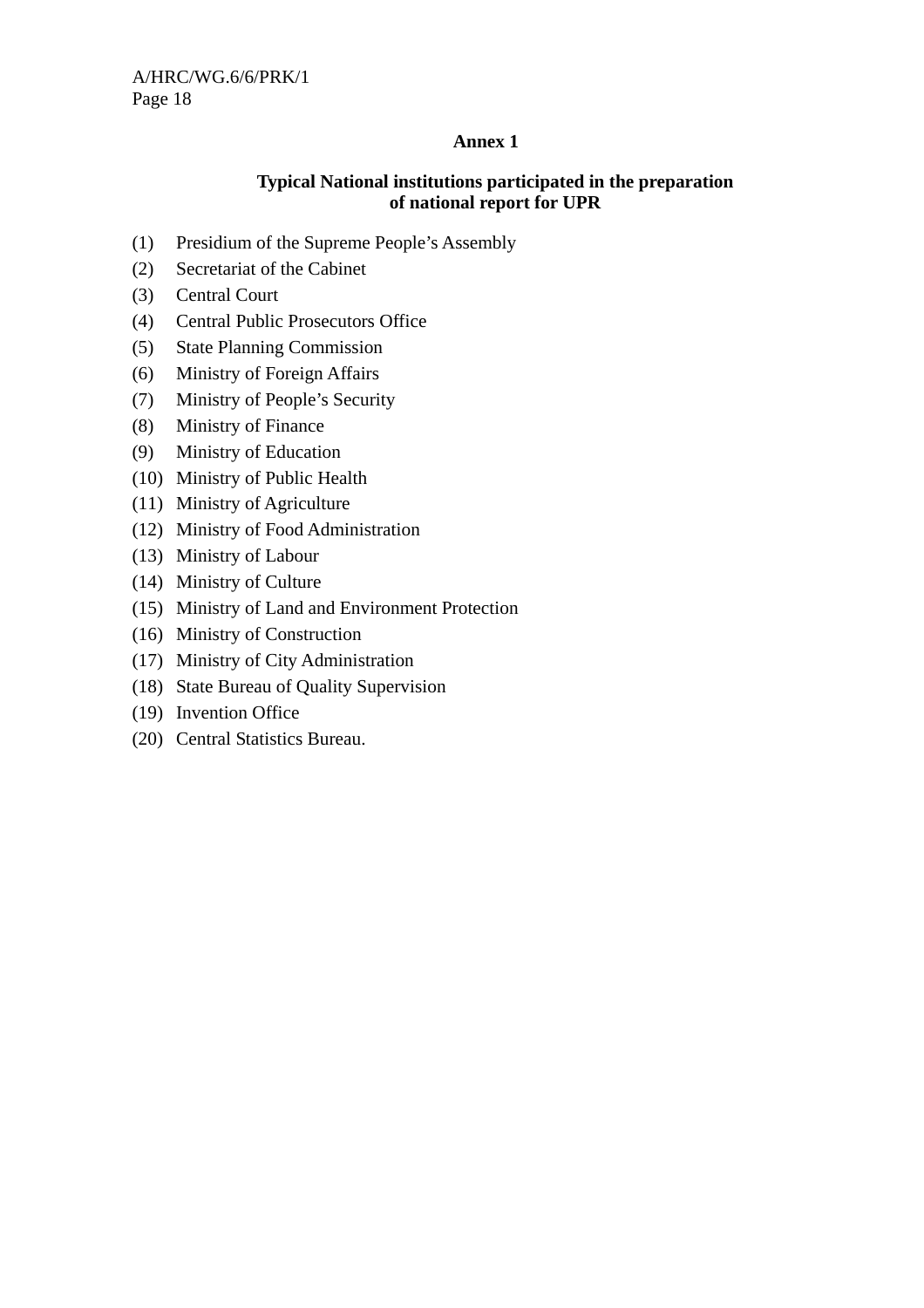## Annex 1

### Typical National institutions participated in the preparation of national report for UPR

(1) Presidium of the Supreme People's Assembly
(2) Secretariat of the Cabinet
(3) Central Court
(4) Central Public Prosecutors Office
(5) State Planning Commission
(6) Ministry of Foreign Affairs
(7) Ministry of People's Security
(8) Ministry of Finance
(9) Ministry of Education
(10) Ministry of Public Health
(11) Ministry of Agriculture
(12) Ministry of Food Administration
(13) Ministry of Labour
(14) Ministry of Culture
(15) Ministry of Land and Environment Protection
(16) Ministry of Construction
(17) Ministry of City Administration
(18) State Bureau of Quality Supervision
(19) Invention Office
(20) Central Statistics Bureau.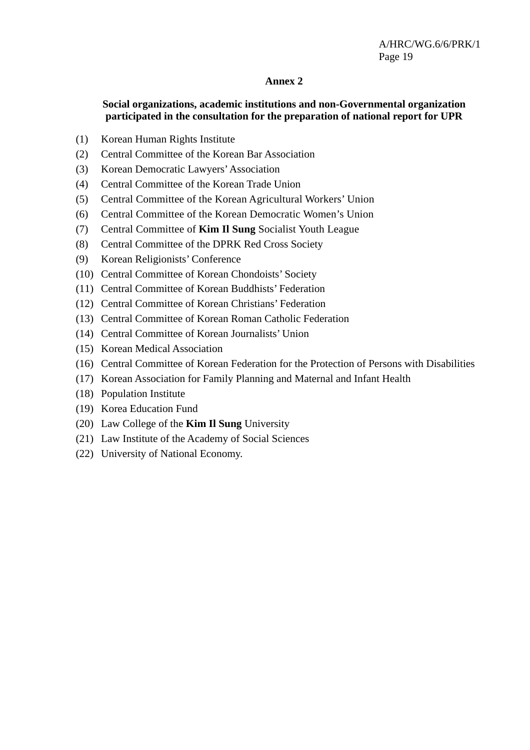## Annex 2

### Social organizations, academic institutions and non-Governmental organization participated in the consultation for the preparation of national report for UPR

(1) Korean Human Rights Institute
(2) Central Committee of the Korean Bar Association
(3) Korean Democratic Lawyers' Association
(4) Central Committee of the Korean Trade Union
(5) Central Committee of the Korean Agricultural Workers' Union
(6) Central Committee of the Korean Democratic Women's Union
(7) Central Committee of **Kim Il Sung** Socialist Youth League
(8) Central Committee of the DPRK Red Cross Society
(9) Korean Religionists' Conference
(10) Central Committee of Korean Chondoists' Society
(11) Central Committee of Korean Buddhists' Federation
(12) Central Committee of Korean Christians' Federation
(13) Central Committee of Korean Roman Catholic Federation
(14) Central Committee of Korean Journalists' Union
(15) Korean Medical Association
(16) Central Committee of Korean Federation for the Protection of Persons with Disabilities
(17) Korean Association for Family Planning and Maternal and Infant Health
(18) Population Institute
(19) Korea Education Fund
(20) Law College of the **Kim Il Sung** University
(21) Law Institute of the Academy of Social Sciences
(22) University of National Economy.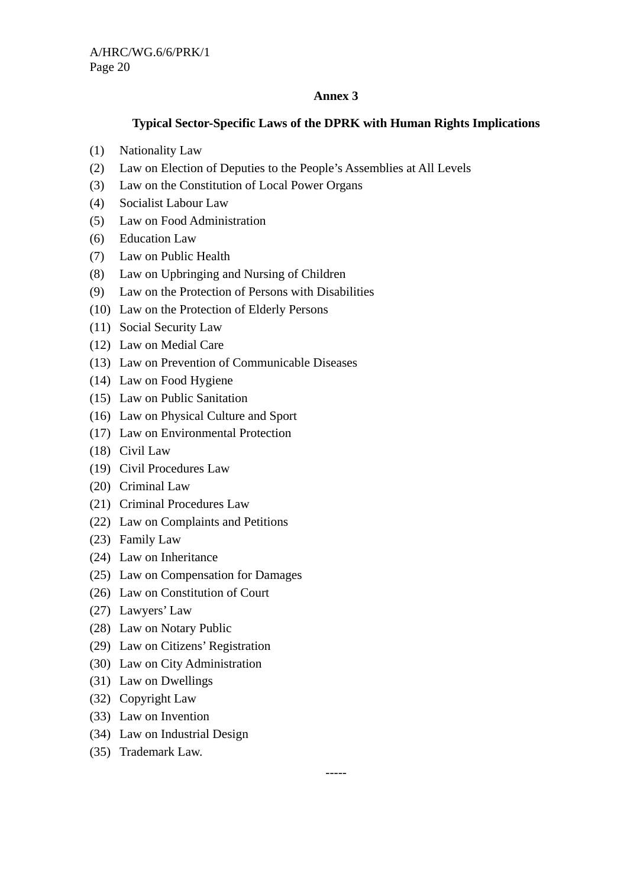**Annex 3**

**Typical Sector-Specific Laws of the DPRK with Human Rights Implications**

(1) Nationality Law
(2) Law on Election of Deputies to the People's Assemblies at All Levels
(3) Law on the Constitution of Local Power Organs
(4) Socialist Labour Law
(5) Law on Food Administration
(6) Education Law
(7) Law on Public Health
(8) Law on Upbringing and Nursing of Children
(9) Law on the Protection of Persons with Disabilities
(10) Law on the Protection of Elderly Persons
(11) Social Security Law
(12) Law on Medial Care
(13) Law on Prevention of Communicable Diseases
(14) Law on Food Hygiene
(15) Law on Public Sanitation
(16) Law on Physical Culture and Sport
(17) Law on Environmental Protection
(18) Civil Law
(19) Civil Procedures Law
(20) Criminal Law
(21) Criminal Procedures Law
(22) Law on Complaints and Petitions
(23) Family Law
(24) Law on Inheritance
(25) Law on Compensation for Damages
(26) Law on Constitution of Court
(27) Lawyers' Law
(28) Law on Notary Public
(29) Law on Citizens' Registration
(30) Law on City Administration
(31) Law on Dwellings
(32) Copyright Law
(33) Law on Invention
(34) Law on Industrial Design
(35) Trademark Law.

-----